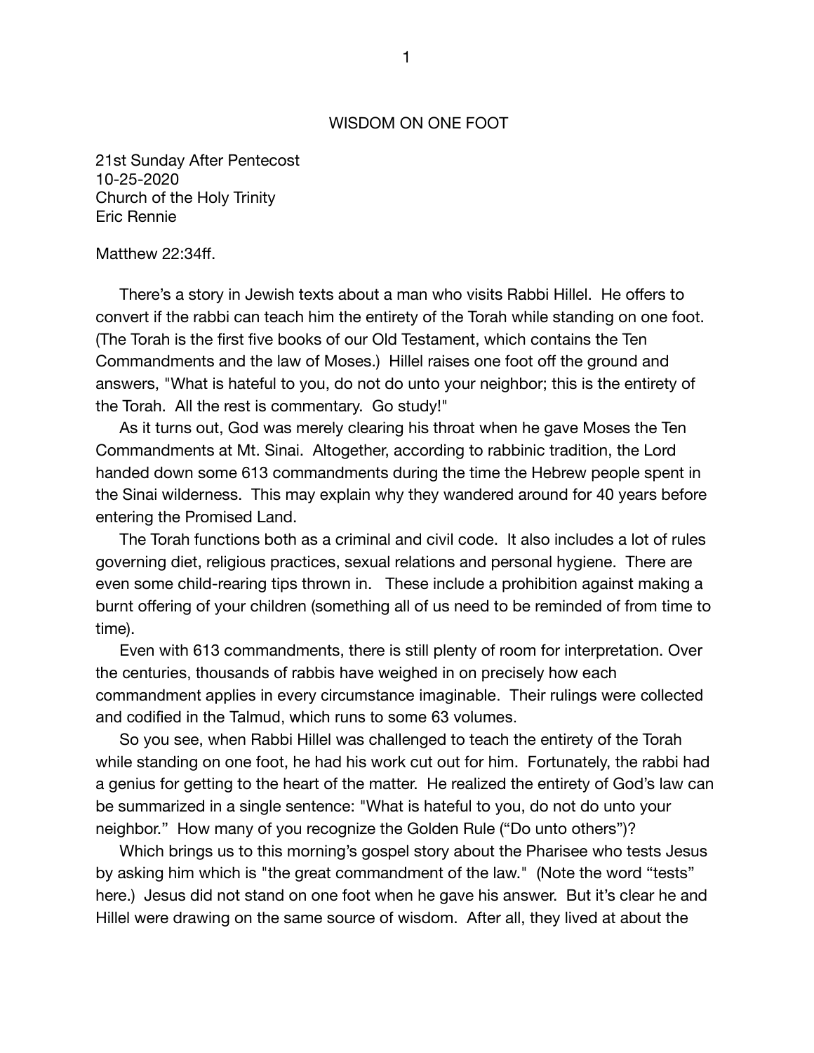# WISDOM ON ONE FOOT

21st Sunday After Pentecost
10-25-2020
Church of the Holy Trinity
Eric Rennie

Matthew 22:34ff.

There's a story in Jewish texts about a man who visits Rabbi Hillel. He offers to convert if the rabbi can teach him the entirety of the Torah while standing on one foot. (The Torah is the first five books of our Old Testament, which contains the Ten Commandments and the law of Moses.) Hillel raises one foot off the ground and answers, "What is hateful to you, do not do unto your neighbor; this is the entirety of the Torah. All the rest is commentary. Go study!"

As it turns out, God was merely clearing his throat when he gave Moses the Ten Commandments at Mt. Sinai. Altogether, according to rabbinic tradition, the Lord handed down some 613 commandments during the time the Hebrew people spent in the Sinai wilderness. This may explain why they wandered around for 40 years before entering the Promised Land.

The Torah functions both as a criminal and civil code. It also includes a lot of rules governing diet, religious practices, sexual relations and personal hygiene. There are even some child-rearing tips thrown in. These include a prohibition against making a burnt offering of your children (something all of us need to be reminded of from time to time).

Even with 613 commandments, there is still plenty of room for interpretation. Over the centuries, thousands of rabbis have weighed in on precisely how each commandment applies in every circumstance imaginable. Their rulings were collected and codified in the Talmud, which runs to some 63 volumes.

So you see, when Rabbi Hillel was challenged to teach the entirety of the Torah while standing on one foot, he had his work cut out for him. Fortunately, the rabbi had a genius for getting to the heart of the matter. He realized the entirety of God's law can be summarized in a single sentence: "What is hateful to you, do not do unto your neighbor." How many of you recognize the Golden Rule ("Do unto others")?

Which brings us to this morning's gospel story about the Pharisee who tests Jesus by asking him which is "the great commandment of the law." (Note the word "tests" here.) Jesus did not stand on one foot when he gave his answer. But it's clear he and Hillel were drawing on the same source of wisdom. After all, they lived at about the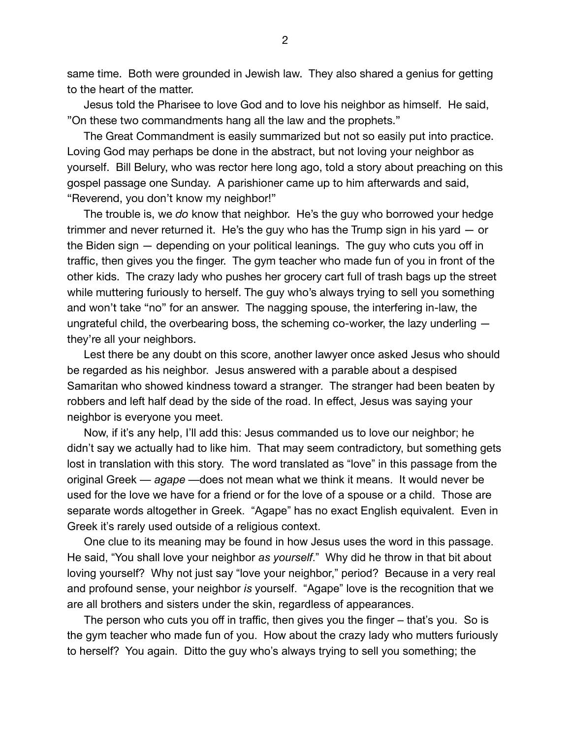same time. Both were grounded in Jewish law. They also shared a genius for getting to the heart of the matter.

Jesus told the Pharisee to love God and to love his neighbor as himself. He said, "On these two commandments hang all the law and the prophets."

The Great Commandment is easily summarized but not so easily put into practice. Loving God may perhaps be done in the abstract, but not loving your neighbor as yourself. Bill Belury, who was rector here long ago, told a story about preaching on this gospel passage one Sunday. A parishioner came up to him afterwards and said, "Reverend, you don't know my neighbor!"

The trouble is, we *do* know that neighbor. He's the guy who borrowed your hedge trimmer and never returned it. He's the guy who has the Trump sign in his yard — or the Biden sign — depending on your political leanings. The guy who cuts you off in traffic, then gives you the finger. The gym teacher who made fun of you in front of the other kids. The crazy lady who pushes her grocery cart full of trash bags up the street while muttering furiously to herself. The guy who's always trying to sell you something and won't take "no" for an answer. The nagging spouse, the interfering in-law, the ungrateful child, the overbearing boss, the scheming co-worker, the lazy underling — they're all your neighbors.

Lest there be any doubt on this score, another lawyer once asked Jesus who should be regarded as his neighbor. Jesus answered with a parable about a despised Samaritan who showed kindness toward a stranger. The stranger had been beaten by robbers and left half dead by the side of the road. In effect, Jesus was saying your neighbor is everyone you meet.

Now, if it's any help, I'll add this: Jesus commanded us to love our neighbor; he didn't say we actually had to like him. That may seem contradictory, but something gets lost in translation with this story. The word translated as "love" in this passage from the original Greek — *agape* —does not mean what we think it means. It would never be used for the love we have for a friend or for the love of a spouse or a child. Those are separate words altogether in Greek. "Agape" has no exact English equivalent. Even in Greek it's rarely used outside of a religious context.

One clue to its meaning may be found in how Jesus uses the word in this passage. He said, "You shall love your neighbor *as yourself*." Why did he throw in that bit about loving yourself? Why not just say "love your neighbor," period? Because in a very real and profound sense, your neighbor *is* yourself. "Agape" love is the recognition that we are all brothers and sisters under the skin, regardless of appearances.

The person who cuts you off in traffic, then gives you the finger – that's you. So is the gym teacher who made fun of you. How about the crazy lady who mutters furiously to herself? You again. Ditto the guy who's always trying to sell you something; the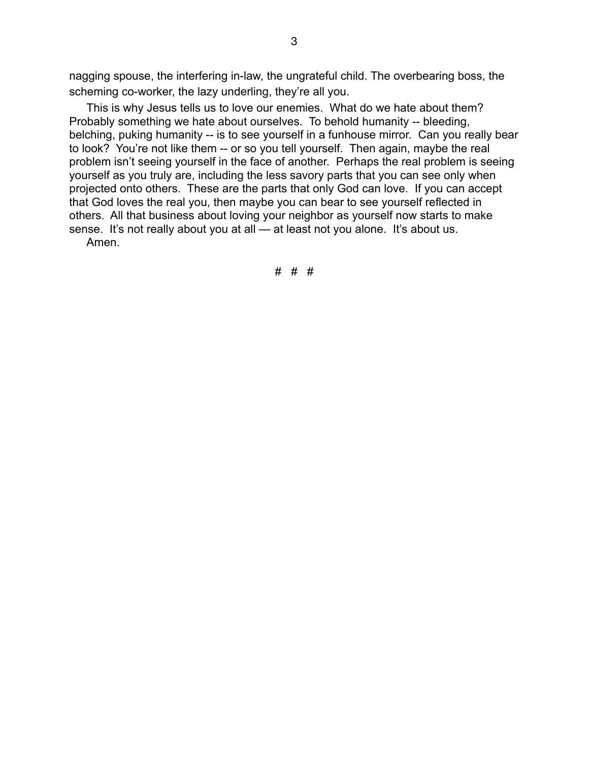nagging spouse, the interfering in-law, the ungrateful child. The overbearing boss, the scheming co-worker, the lazy underling, they're all you.

This is why Jesus tells us to love our enemies. What do we hate about them? Probably something we hate about ourselves. To behold humanity -- bleeding, belching, puking humanity -- is to see yourself in a funhouse mirror. Can you really bear to look? You're not like them -- or so you tell yourself. Then again, maybe the real problem isn't seeing yourself in the face of another. Perhaps the real problem is seeing yourself as you truly are, including the less savory parts that you can see only when projected onto others. These are the parts that only God can love. If you can accept that God loves the real you, then maybe you can bear to see yourself reflected in others. All that business about loving your neighbor as yourself now starts to make sense. It's not really about you at all — at least not you alone. It's about us.

Amen.

# # #